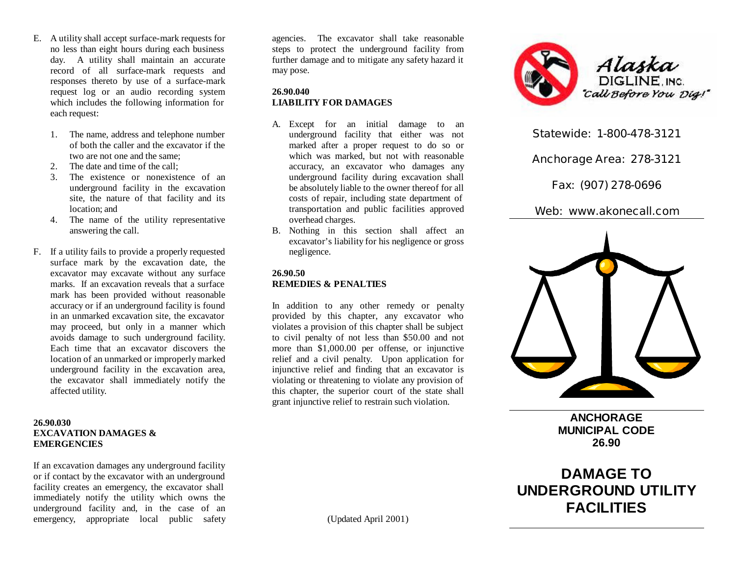E. A utility shall accept surface-mark requests for no less than eight hours during each business day. A utility shall maintain an accurate record of all surface-mark requests and responses thereto by use of a surface-mark request log or an audio recording system which includes the following information for each request:

   1. The name, address and telephone number of both the caller and the excavator if the two are not one and the same;
   2. The date and time of the call;
   3. The existence or nonexistence of an underground facility in the excavation site, the nature of that facility and its location; and
   4. The name of the utility representative answering the call.

F. If a utility fails to provide a properly requested surface mark by the excavation date, the excavator may excavate without any surface marks. If an excavation reveals that a surface mark has been provided without reasonable accuracy or if an underground facility is found in an unmarked excavation site, the excavator may proceed, but only in a manner which avoids damage to such underground facility. Each time that an excavator discovers the location of an unmarked or improperly marked underground facility in the excavation area, the excavator shall immediately notify the affected utility.

**26.90.030**
**EXCAVATION DAMAGES & EMERGENCIES**

If an excavation damages any underground facility or if contact by the excavator with an underground facility creates an emergency, the excavator shall immediately notify the utility which owns the underground facility and, in the case of an emergency, appropriate local public safety agencies. The excavator shall take reasonable steps to protect the underground facility from further damage and to mitigate any safety hazard it may pose.

**26.90.040**
**LIABILITY FOR DAMAGES**

A. Except for an initial damage to an underground facility that either was not marked after a proper request to do so or which was marked, but not with reasonable accuracy, an excavator who damages any underground facility during excavation shall be absolutely liable to the owner thereof for all costs of repair, including state department of transportation and public facilities approved overhead charges.

B. Nothing in this section shall affect an excavator's liability for his negligence or gross negligence.

**26.90.50**
**REMEDIES & PENALTIES**

In addition to any other remedy or penalty provided by this chapter, any excavator who violates a provision of this chapter shall be subject to civil penalty of not less than $50.00 and not more than $1,000.00 per offense, or injunctive relief and a civil penalty. Upon application for injunctive relief and finding that an excavator is violating or threatening to violate any provision of this chapter, the superior court of the state shall grant injunctive relief to restrain such violation.

(Updated April 2001)

Alaska DIGLINE, INC. "Call Before You Dig!"

Statewide: 1-800-478-3121

Anchorage Area: 278-3121

Fax: (907) 278-0696

Web: www.akonecall.com

**ANCHORAGE MUNICIPAL CODE 26.90**

# DAMAGE TO UNDERGROUND UTILITY FACILITIES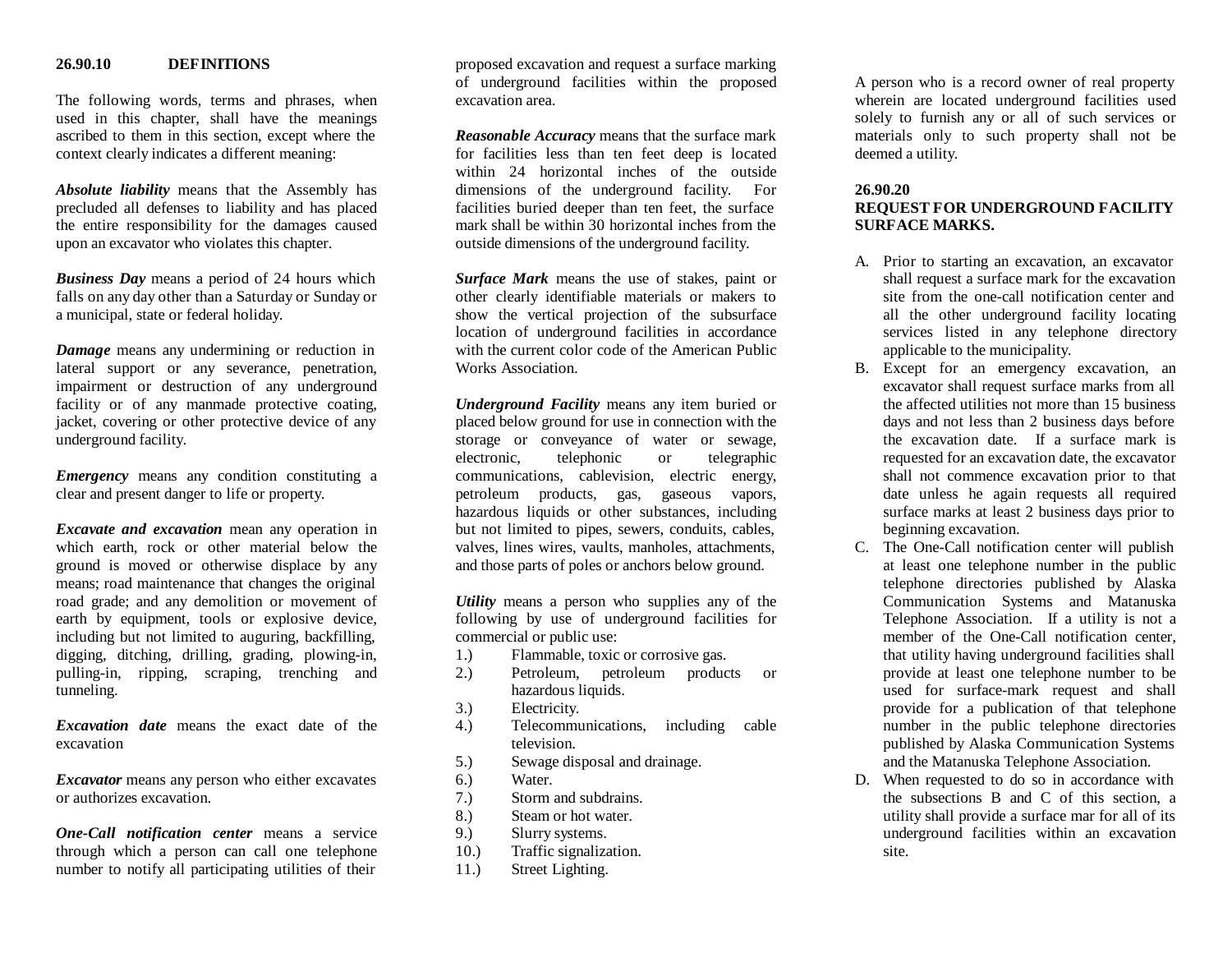## 26.90.10 DEFINITIONS

The following words, terms and phrases, when used in this chapter, shall have the meanings ascribed to them in this section, except where the context clearly indicates a different meaning:

***Absolute liability*** means that the Assembly has precluded all defenses to liability and has placed the entire responsibility for the damages caused upon an excavator who violates this chapter.

***Business Day*** means a period of 24 hours which falls on any day other than a Saturday or Sunday or a municipal, state or federal holiday.

***Damage*** means any undermining or reduction in lateral support or any severance, penetration, impairment or destruction of any underground facility or of any manmade protective coating, jacket, covering or other protective device of any underground facility.

***Emergency*** means any condition constituting a clear and present danger to life or property.

***Excavate and excavation*** mean any operation in which earth, rock or other material below the ground is moved or otherwise displace by any means; road maintenance that changes the original road grade; and any demolition or movement of earth by equipment, tools or explosive device, including but not limited to auguring, backfilling, digging, ditching, drilling, grading, plowing-in, pulling-in, ripping, scraping, trenching and tunneling.

***Excavation date*** means the exact date of the excavation

***Excavator*** means any person who either excavates or authorizes excavation.

***One-Call notification center*** means a service through which a person can call one telephone number to notify all participating utilities of their proposed excavation and request a surface marking of underground facilities within the proposed excavation area.

***Reasonable Accuracy*** means that the surface mark for facilities less than ten feet deep is located within 24 horizontal inches of the outside dimensions of the underground facility. For facilities buried deeper than ten feet, the surface mark shall be within 30 horizontal inches from the outside dimensions of the underground facility.

***Surface Mark*** means the use of stakes, paint or other clearly identifiable materials or makers to show the vertical projection of the subsurface location of underground facilities in accordance with the current color code of the American Public Works Association.

***Underground Facility*** means any item buried or placed below ground for use in connection with the storage or conveyance of water or sewage, electronic, telephonic or telegraphic communications, cablevision, electric energy, petroleum products, gas, gaseous vapors, hazardous liquids or other substances, including but not limited to pipes, sewers, conduits, cables, valves, lines wires, vaults, manholes, attachments, and those parts of poles or anchors below ground.

***Utility*** means a person who supplies any of the following by use of underground facilities for commercial or public use:

1.) Flammable, toxic or corrosive gas.
2.) Petroleum, petroleum products or hazardous liquids.
3.) Electricity.
4.) Telecommunications, including cable television.
5.) Sewage disposal and drainage.
6.) Water.
7.) Storm and subdrains.
8.) Steam or hot water.
9.) Slurry systems.
10.) Traffic signalization.
11.) Street Lighting.

A person who is a record owner of real property wherein are located underground facilities used solely to furnish any or all of such services or materials only to such property shall not be deemed a utility.

## 26.90.20 REQUEST FOR UNDERGROUND FACILITY SURFACE MARKS.

A. Prior to starting an excavation, an excavator shall request a surface mark for the excavation site from the one-call notification center and all the other underground facility locating services listed in any telephone directory applicable to the municipality.

B. Except for an emergency excavation, an excavator shall request surface marks from all the affected utilities not more than 15 business days and not less than 2 business days before the excavation date. If a surface mark is requested for an excavation date, the excavator shall not commence excavation prior to that date unless he again requests all required surface marks at least 2 business days prior to beginning excavation.

C. The One-Call notification center will publish at least one telephone number in the public telephone directories published by Alaska Communication Systems and Matanuska Telephone Association. If a utility is not a member of the One-Call notification center, that utility having underground facilities shall provide at least one telephone number to be used for surface-mark request and shall provide for a publication of that telephone number in the public telephone directories published by Alaska Communication Systems and the Matanuska Telephone Association.

D. When requested to do so in accordance with the subsections B and C of this section, a utility shall provide a surface mar for all of its underground facilities within an excavation site.